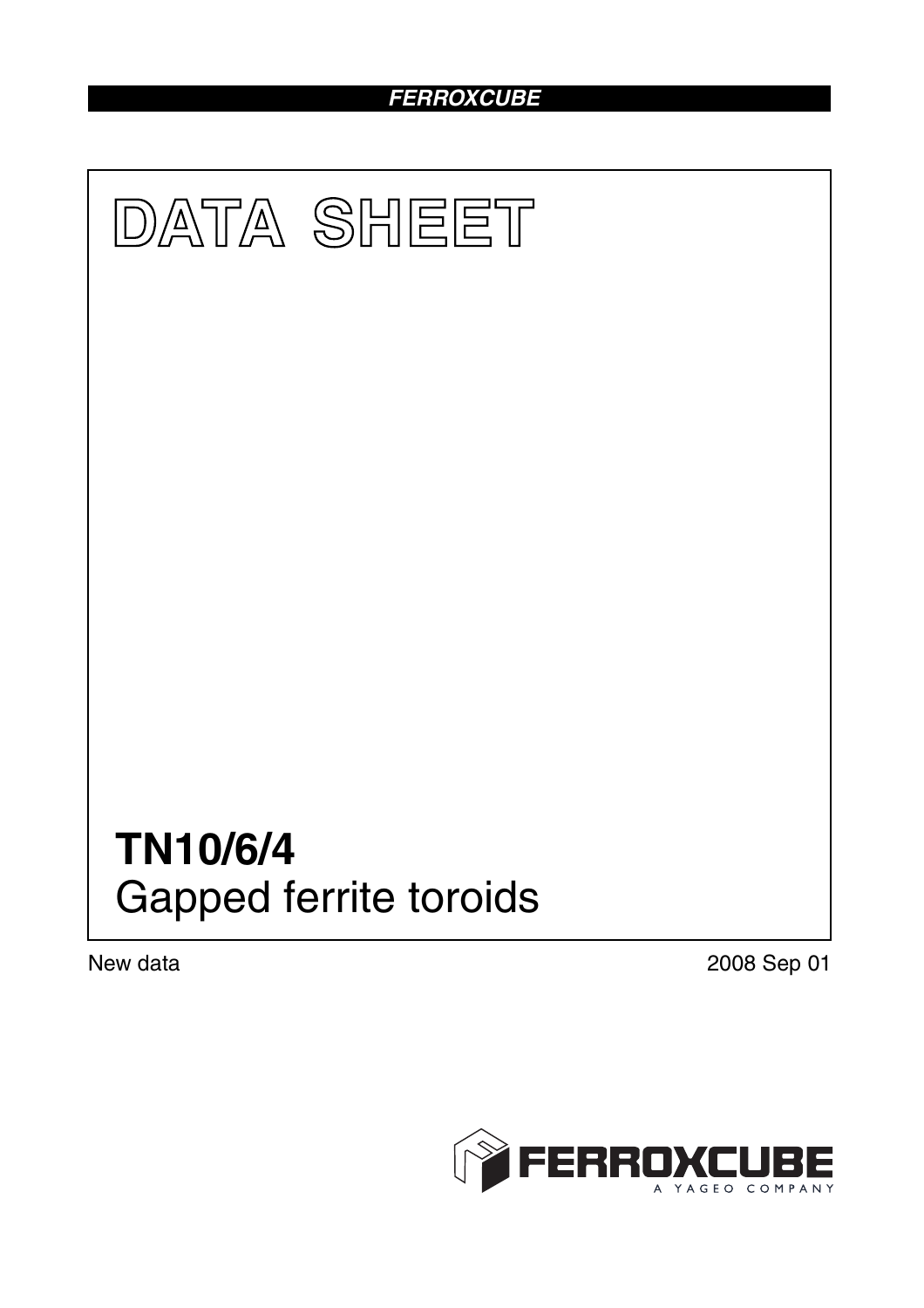FERROXCUBE

# DATA SHEET

# TN10/6/4
## Gapped ferrite toroids

New data

2008 Sep 01

FERROXCUBE
A YAGEO COMPANY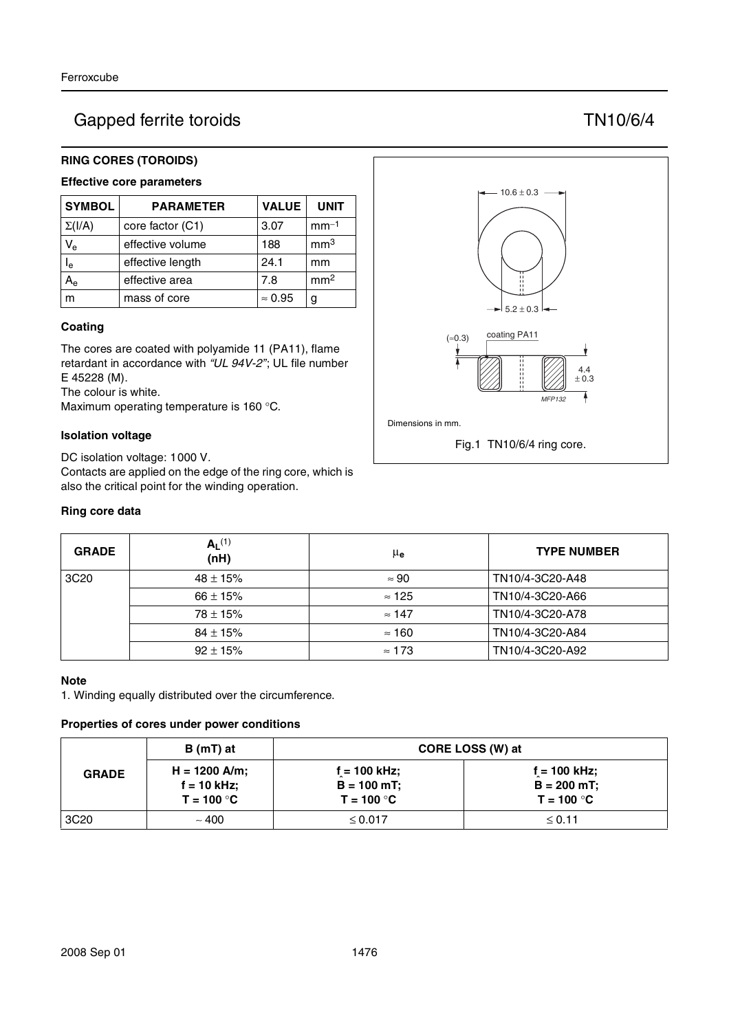# Gapped ferrite toroids TN10/6/4

## RING CORES (TOROIDS)

### Effective core parameters

| SYMBOL | PARAMETER | VALUE | UNIT |
|---|---|---|---|
| $\Sigma(I/A)$ | core factor (C1) | 3.07 | $mm^{-1}$ |
| $V_e$ | effective volume | 188 | $mm^3$ |
| $l_e$ | effective length | 24.1 | mm |
| $A_e$ | effective area | 7.8 | $mm^2$ |
| m | mass of core | ≈ 0.95 | g |

### Coating

The cores are coated with polyamide 11 (PA11), flame retardant in accordance with *"UL 94V-2"*; UL file number E 45228 (M).
The colour is white.
Maximum operating temperature is 160 °C.

### Isolation voltage

DC isolation voltage: 1000 V.
Contacts are applied on the edge of the ring core, which is also the critical point for the winding operation.

10.6 ± 0.3

5.2 ± 0.3

(≈0.3) coating PA11

4.4 ± 0.3

MFP132

Dimensions in mm.

Fig.1 TN10/6/4 ring core.

### Ring core data

| GRADE | $A_L$[1] (nH) | $\mu_e$ | TYPE NUMBER |
|---|---|---|---|
| 3C20 | 48 ± 15% | ≈ 90 | TN10/4-3C20-A48 |
| | 66 ± 15% | ≈ 125 | TN10/4-3C20-A66 |
| | 78 ± 15% | ≈ 147 | TN10/4-3C20-A78 |
| | 84 ± 15% | ≈ 160 | TN10/4-3C20-A84 |
| | 92 ± 15% | ≈ 173 | TN10/4-3C20-A92 |

### Note

1. Winding equally distributed over the circumference.

### Properties of cores under power conditions

| GRADE | B (mT) at | CORE LOSS (W) at | |
|---|---|---|---|
| | H = 1200 A/m; f = 10 kHz; T = 100 °C | f = 100 kHz; $\hat{B}$ = 100 mT; T = 100 °C | f = 100 kHz; $\hat{B}$ = 200 mT; T = 100 °C |
| 3C20 | ~ 400 | ≤ 0.017 | ≤ 0.11 |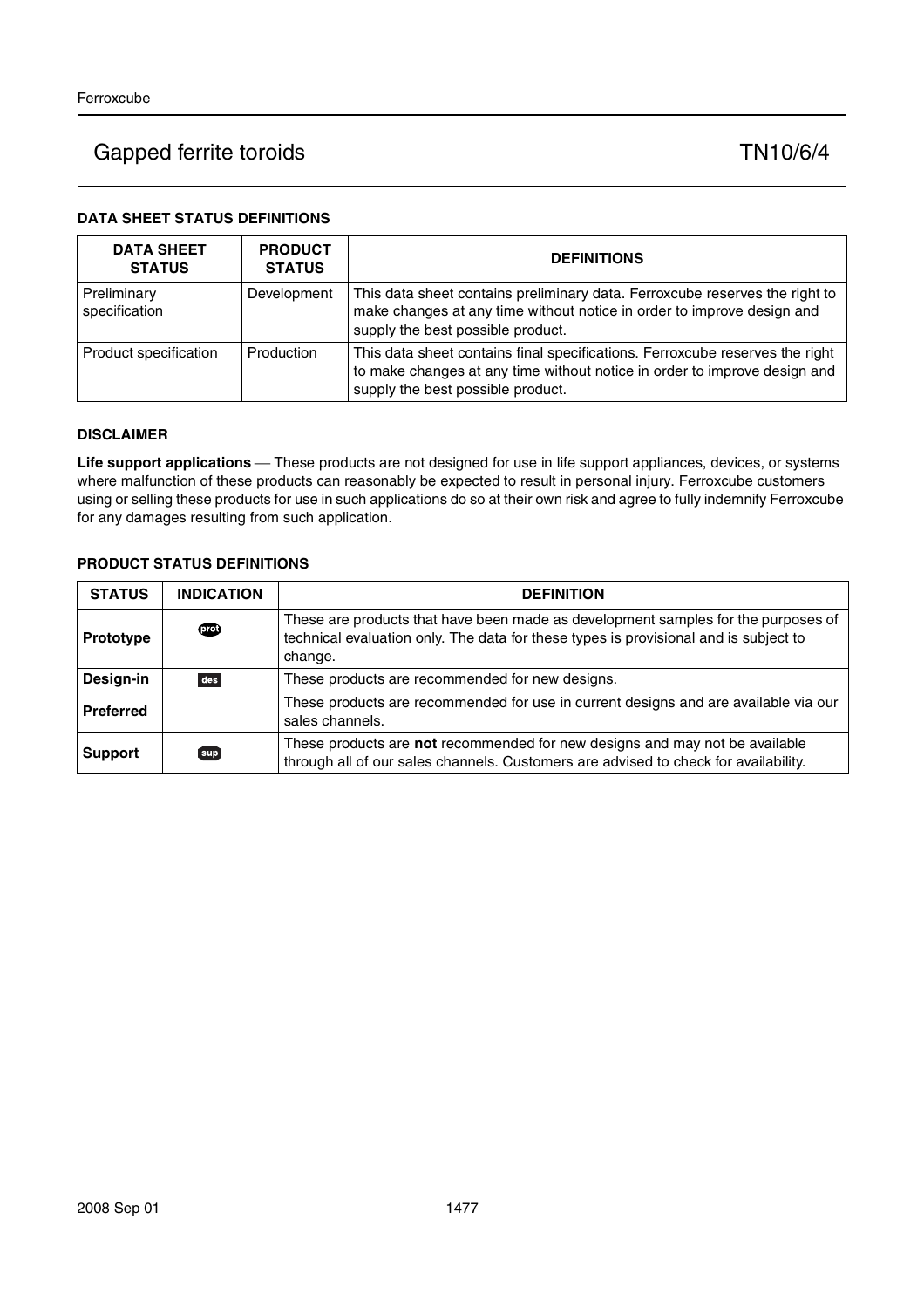## DATA SHEET STATUS DEFINITIONS

| DATA SHEET STATUS | PRODUCT STATUS | DEFINITIONS |
|---|---|---|
| Preliminary specification | Development | This data sheet contains preliminary data. Ferroxcube reserves the right to make changes at any time without notice in order to improve design and supply the best possible product. |
| Product specification | Production | This data sheet contains final specifications. Ferroxcube reserves the right to make changes at any time without notice in order to improve design and supply the best possible product. |

## DISCLAIMER

**Life support applications** — These products are not designed for use in life support appliances, devices, or systems where malfunction of these products can reasonably be expected to result in personal injury. Ferroxcube customers using or selling these products for use in such applications do so at their own risk and agree to fully indemnify Ferroxcube for any damages resulting from such application.

## PRODUCT STATUS DEFINITIONS

| STATUS | INDICATION | DEFINITION |
|---|---|---|
| **Prototype** | prot | These are products that have been made as development samples for the purposes of technical evaluation only. The data for these types is provisional and is subject to change. |
| **Design-in** | des | These products are recommended for new designs. |
| **Preferred** | | These products are recommended for use in current designs and are available via our sales channels. |
| **Support** | sup | These products are **not** recommended for new designs and may not be available through all of our sales channels. Customers are advised to check for availability. |